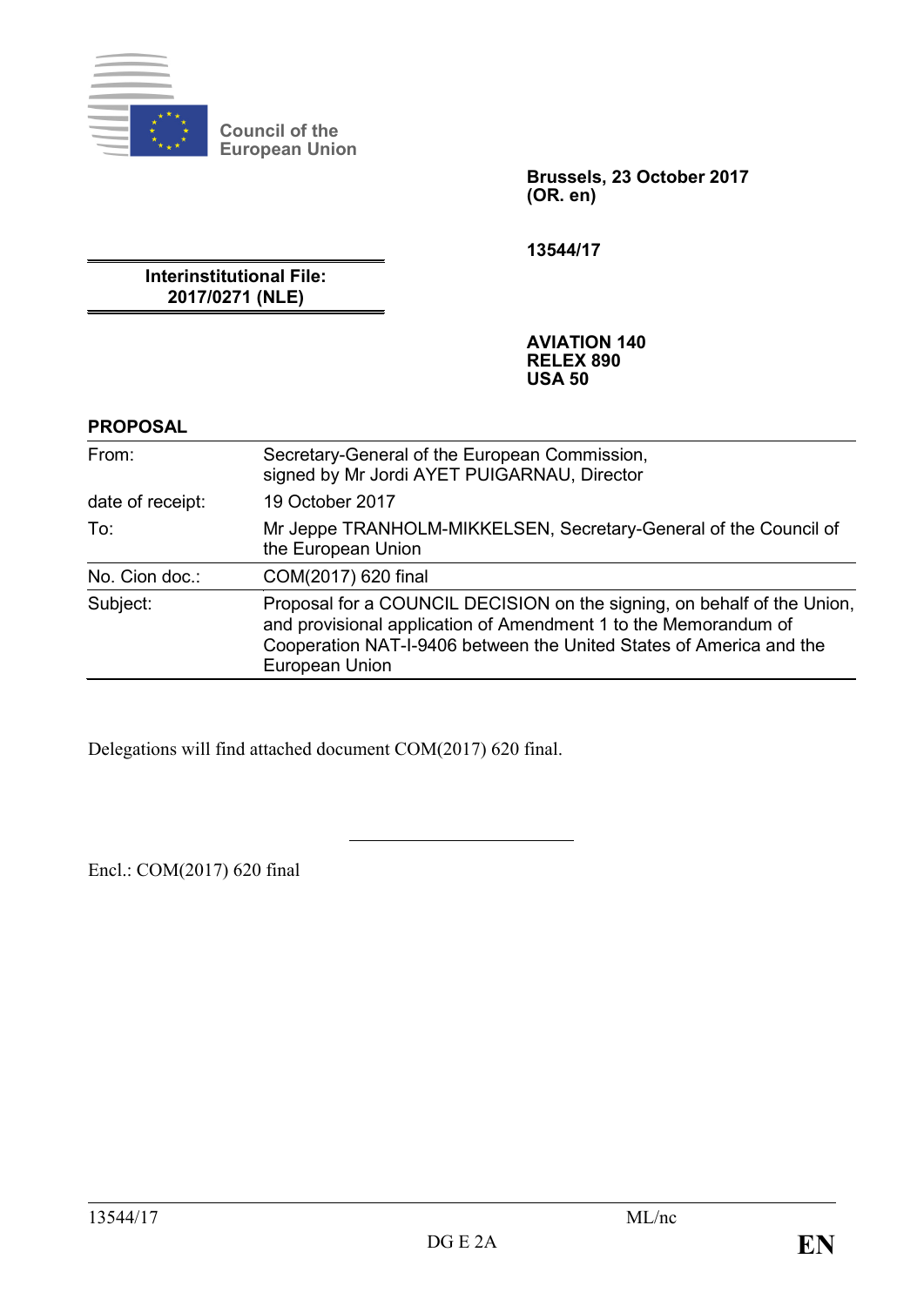Council of the European Union

**Brussels, 23 October 2017**
**(OR. en)**

**13544/17**

**Interinstitutional File:**
**2017/0271 (NLE)**

**AVIATION 140**
**RELEX 890**
**USA 50**

**PROPOSAL**

| | |
|---|---|
| From: | Secretary-General of the European Commission, signed by Mr Jordi AYET PUIGARNAU, Director |
| date of receipt: | 19 October 2017 |
| To: | Mr Jeppe TRANHOLM-MIKKELSEN, Secretary-General of the Council of the European Union |
| No. Cion doc.: | COM(2017) 620 final |
| Subject: | Proposal for a COUNCIL DECISION on the signing, on behalf of the Union, and provisional application of Amendment 1 to the Memorandum of Cooperation NAT-I-9406 between the United States of America and the European Union |

Delegations will find attached document COM(2017) 620 final.

---

Encl.: COM(2017) 620 final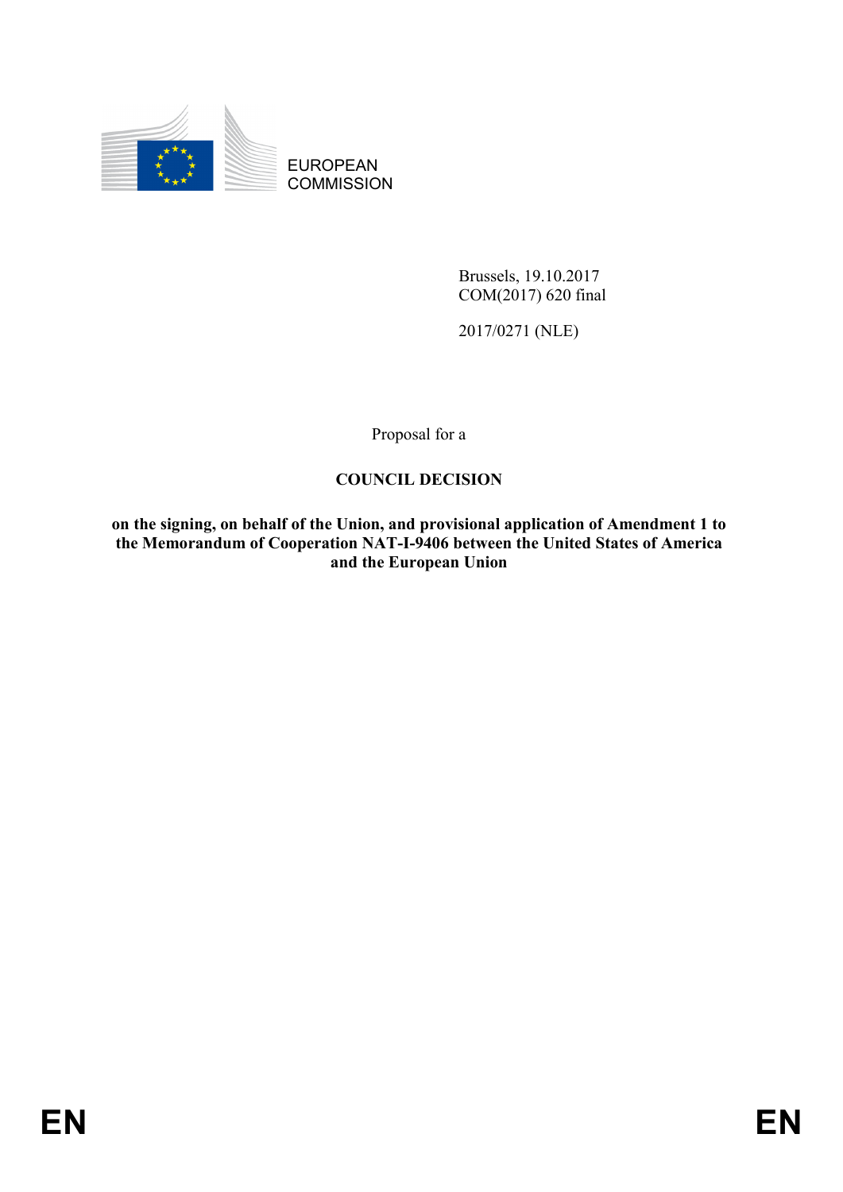EUROPEAN COMMISSION

Brussels, 19.10.2017
COM(2017) 620 final

2017/0271 (NLE)

Proposal for a

**COUNCIL DECISION**

**on the signing, on behalf of the Union, and provisional application of Amendment 1 to the Memorandum of Cooperation NAT-I-9406 between the United States of America and the European Union**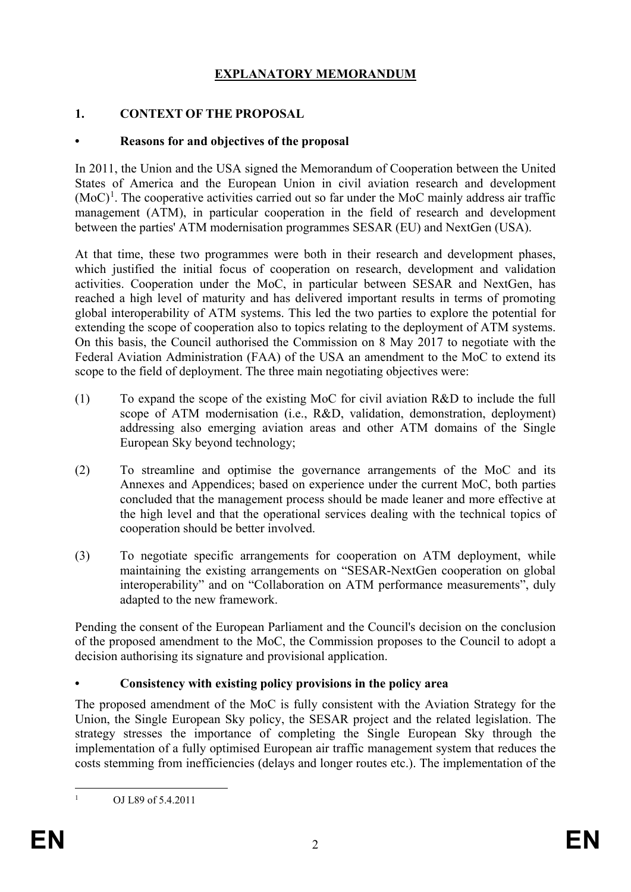# EXPLANATORY MEMORANDUM

## 1. CONTEXT OF THE PROPOSAL

### • Reasons for and objectives of the proposal

In 2011, the Union and the USA signed the Memorandum of Cooperation between the United States of America and the European Union in civil aviation research and development (MoC)[1]. The cooperative activities carried out so far under the MoC mainly address air traffic management (ATM), in particular cooperation in the field of research and development between the parties' ATM modernisation programmes SESAR (EU) and NextGen (USA).

At that time, these two programmes were both in their research and development phases, which justified the initial focus of cooperation on research, development and validation activities. Cooperation under the MoC, in particular between SESAR and NextGen, has reached a high level of maturity and has delivered important results in terms of promoting global interoperability of ATM systems. This led the two parties to explore the potential for extending the scope of cooperation also to topics relating to the deployment of ATM systems. On this basis, the Council authorised the Commission on 8 May 2017 to negotiate with the Federal Aviation Administration (FAA) of the USA an amendment to the MoC to extend its scope to the field of deployment. The three main negotiating objectives were:

(1) To expand the scope of the existing MoC for civil aviation R&D to include the full scope of ATM modernisation (i.e., R&D, validation, demonstration, deployment) addressing also emerging aviation areas and other ATM domains of the Single European Sky beyond technology;

(2) To streamline and optimise the governance arrangements of the MoC and its Annexes and Appendices; based on experience under the current MoC, both parties concluded that the management process should be made leaner and more effective at the high level and that the operational services dealing with the technical topics of cooperation should be better involved.

(3) To negotiate specific arrangements for cooperation on ATM deployment, while maintaining the existing arrangements on "SESAR-NextGen cooperation on global interoperability" and on "Collaboration on ATM performance measurements", duly adapted to the new framework.

Pending the consent of the European Parliament and the Council's decision on the conclusion of the proposed amendment to the MoC, the Commission proposes to the Council to adopt a decision authorising its signature and provisional application.

### • Consistency with existing policy provisions in the policy area

The proposed amendment of the MoC is fully consistent with the Aviation Strategy for the Union, the Single European Sky policy, the SESAR project and the related legislation. The strategy stresses the importance of completing the Single European Sky through the implementation of a fully optimised European air traffic management system that reduces the costs stemming from inefficiencies (delays and longer routes etc.). The implementation of the

[1] OJ L89 of 5.4.2011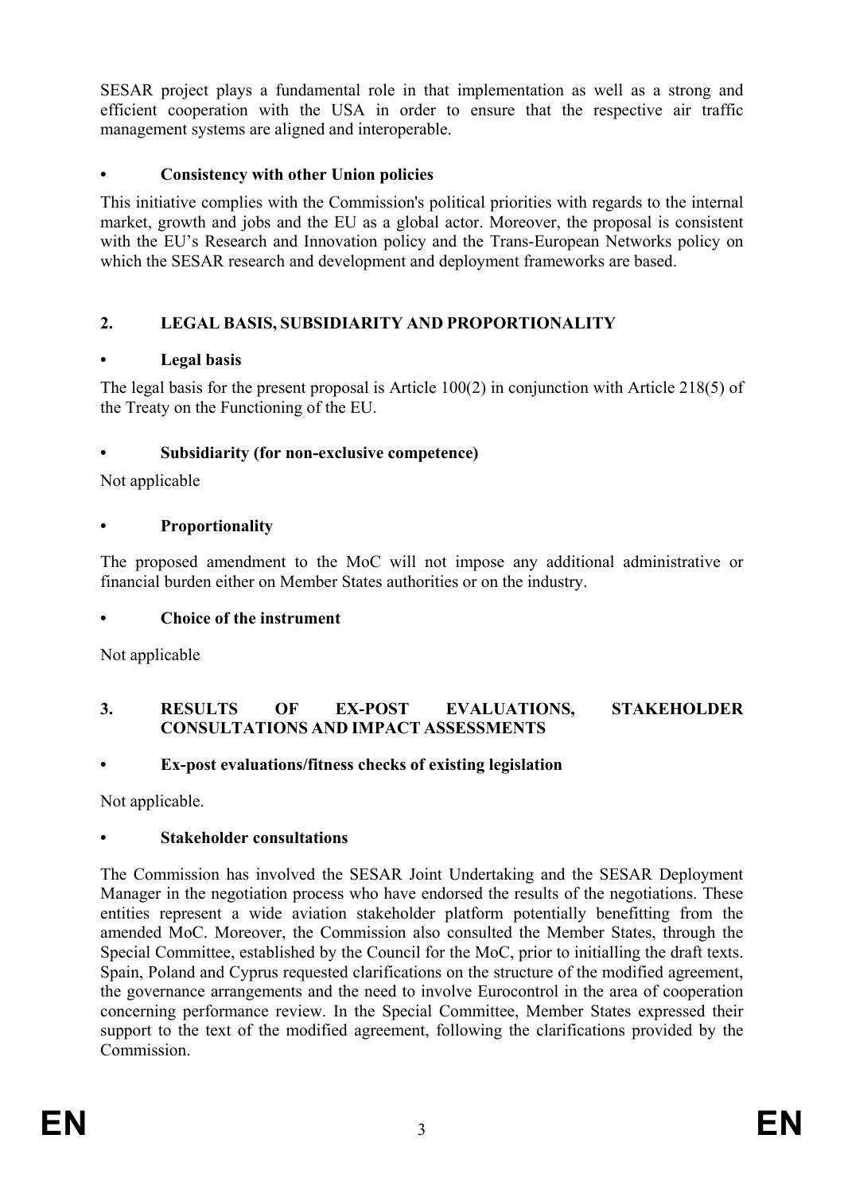SESAR project plays a fundamental role in that implementation as well as a strong and efficient cooperation with the USA in order to ensure that the respective air traffic management systems are aligned and interoperable.

- **Consistency with other Union policies**

This initiative complies with the Commission's political priorities with regards to the internal market, growth and jobs and the EU as a global actor. Moreover, the proposal is consistent with the EU's Research and Innovation policy and the Trans-European Networks policy on which the SESAR research and development and deployment frameworks are based.

## 2. LEGAL BASIS, SUBSIDIARITY AND PROPORTIONALITY

- **Legal basis**

The legal basis for the present proposal is Article 100(2) in conjunction with Article 218(5) of the Treaty on the Functioning of the EU.

- **Subsidiarity (for non-exclusive competence)**

Not applicable

- **Proportionality**

The proposed amendment to the MoC will not impose any additional administrative or financial burden either on Member States authorities or on the industry.

- **Choice of the instrument**

Not applicable

## 3. RESULTS OF EX-POST EVALUATIONS, STAKEHOLDER CONSULTATIONS AND IMPACT ASSESSMENTS

- **Ex-post evaluations/fitness checks of existing legislation**

Not applicable.

- **Stakeholder consultations**

The Commission has involved the SESAR Joint Undertaking and the SESAR Deployment Manager in the negotiation process who have endorsed the results of the negotiations. These entities represent a wide aviation stakeholder platform potentially benefitting from the amended MoC. Moreover, the Commission also consulted the Member States, through the Special Committee, established by the Council for the MoC, prior to initialling the draft texts. Spain, Poland and Cyprus requested clarifications on the structure of the modified agreement, the governance arrangements and the need to involve Eurocontrol in the area of cooperation concerning performance review. In the Special Committee, Member States expressed their support to the text of the modified agreement, following the clarifications provided by the Commission.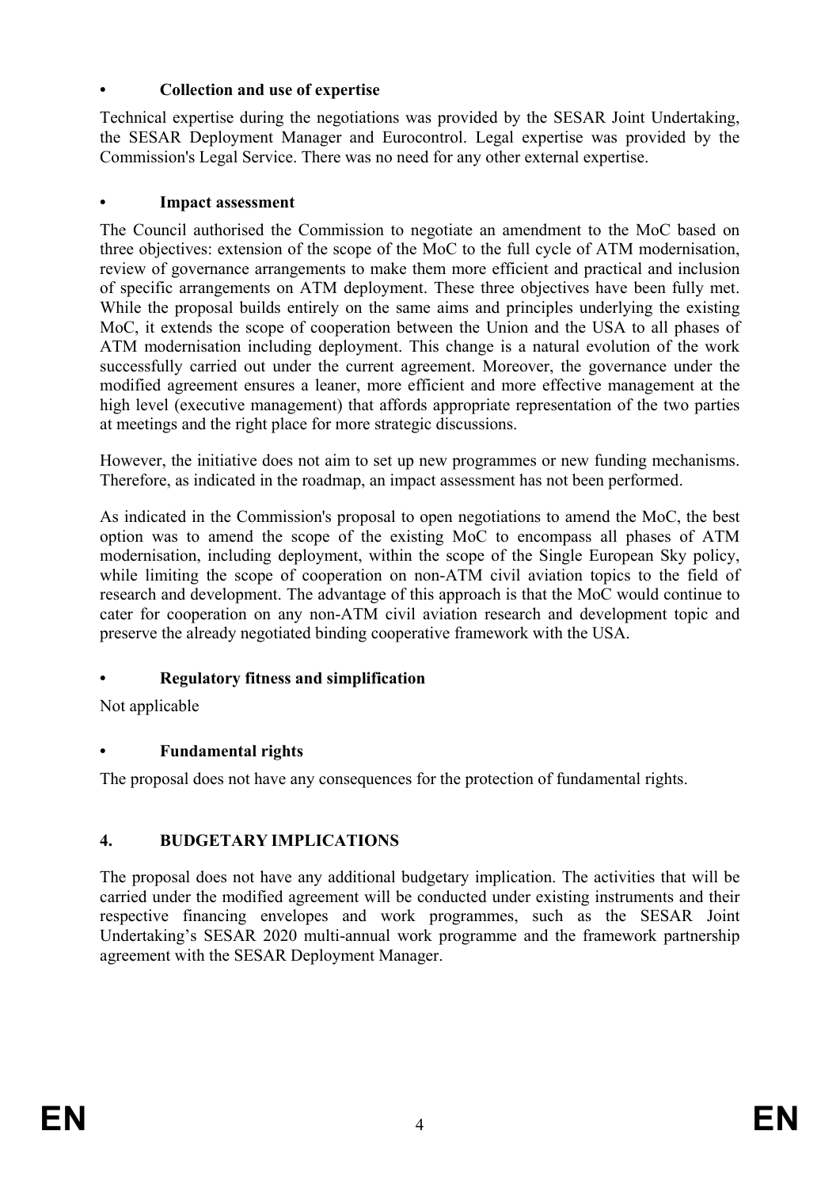- **Collection and use of expertise**

Technical expertise during the negotiations was provided by the SESAR Joint Undertaking, the SESAR Deployment Manager and Eurocontrol. Legal expertise was provided by the Commission's Legal Service. There was no need for any other external expertise.

- **Impact assessment**

The Council authorised the Commission to negotiate an amendment to the MoC based on three objectives: extension of the scope of the MoC to the full cycle of ATM modernisation, review of governance arrangements to make them more efficient and practical and inclusion of specific arrangements on ATM deployment. These three objectives have been fully met. While the proposal builds entirely on the same aims and principles underlying the existing MoC, it extends the scope of cooperation between the Union and the USA to all phases of ATM modernisation including deployment. This change is a natural evolution of the work successfully carried out under the current agreement. Moreover, the governance under the modified agreement ensures a leaner, more efficient and more effective management at the high level (executive management) that affords appropriate representation of the two parties at meetings and the right place for more strategic discussions.

However, the initiative does not aim to set up new programmes or new funding mechanisms. Therefore, as indicated in the roadmap, an impact assessment has not been performed.

As indicated in the Commission's proposal to open negotiations to amend the MoC, the best option was to amend the scope of the existing MoC to encompass all phases of ATM modernisation, including deployment, within the scope of the Single European Sky policy, while limiting the scope of cooperation on non-ATM civil aviation topics to the field of research and development. The advantage of this approach is that the MoC would continue to cater for cooperation on any non-ATM civil aviation research and development topic and preserve the already negotiated binding cooperative framework with the USA.

- **Regulatory fitness and simplification**

Not applicable

- **Fundamental rights**

The proposal does not have any consequences for the protection of fundamental rights.

## 4. BUDGETARY IMPLICATIONS

The proposal does not have any additional budgetary implication. The activities that will be carried under the modified agreement will be conducted under existing instruments and their respective financing envelopes and work programmes, such as the SESAR Joint Undertaking's SESAR 2020 multi-annual work programme and the framework partnership agreement with the SESAR Deployment Manager.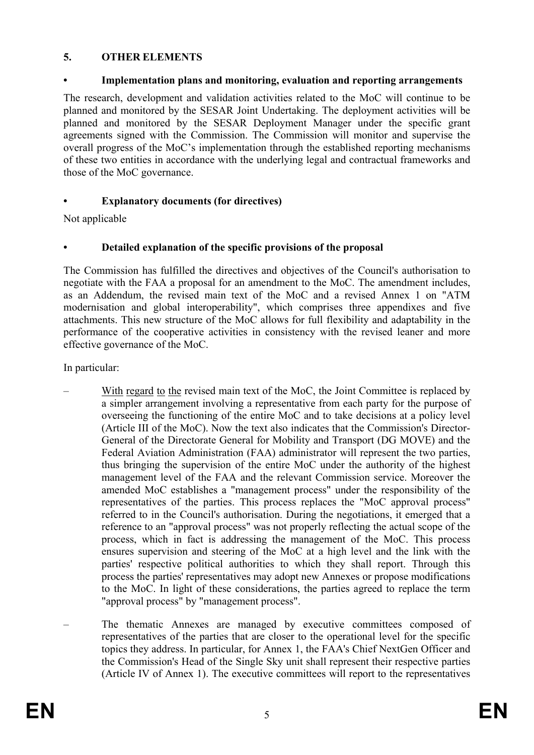## 5. OTHER ELEMENTS

### • Implementation plans and monitoring, evaluation and reporting arrangements

The research, development and validation activities related to the MoC will continue to be planned and monitored by the SESAR Joint Undertaking. The deployment activities will be planned and monitored by the SESAR Deployment Manager under the specific grant agreements signed with the Commission. The Commission will monitor and supervise the overall progress of the MoC's implementation through the established reporting mechanisms of these two entities in accordance with the underlying legal and contractual frameworks and those of the MoC governance.

### • Explanatory documents (for directives)

Not applicable

### • Detailed explanation of the specific provisions of the proposal

The Commission has fulfilled the directives and objectives of the Council's authorisation to negotiate with the FAA a proposal for an amendment to the MoC. The amendment includes, as an Addendum, the revised main text of the MoC and a revised Annex 1 on "ATM modernisation and global interoperability", which comprises three appendixes and five attachments. This new structure of the MoC allows for full flexibility and adaptability in the performance of the cooperative activities in consistency with the revised leaner and more effective governance of the MoC.

In particular:

– With regard to the revised main text of the MoC, the Joint Committee is replaced by a simpler arrangement involving a representative from each party for the purpose of overseeing the functioning of the entire MoC and to take decisions at a policy level (Article III of the MoC). Now the text also indicates that the Commission's Director-General of the Directorate General for Mobility and Transport (DG MOVE) and the Federal Aviation Administration (FAA) administrator will represent the two parties, thus bringing the supervision of the entire MoC under the authority of the highest management level of the FAA and the relevant Commission service. Moreover the amended MoC establishes a "management process" under the responsibility of the representatives of the parties. This process replaces the "MoC approval process" referred to in the Council's authorisation. During the negotiations, it emerged that a reference to an "approval process" was not properly reflecting the actual scope of the process, which in fact is addressing the management of the MoC. This process ensures supervision and steering of the MoC at a high level and the link with the parties' respective political authorities to which they shall report. Through this process the parties' representatives may adopt new Annexes or propose modifications to the MoC. In light of these considerations, the parties agreed to replace the term "approval process" by "management process".

– The thematic Annexes are managed by executive committees composed of representatives of the parties that are closer to the operational level for the specific topics they address. In particular, for Annex 1, the FAA's Chief NextGen Officer and the Commission's Head of the Single Sky unit shall represent their respective parties (Article IV of Annex 1). The executive committees will report to the representatives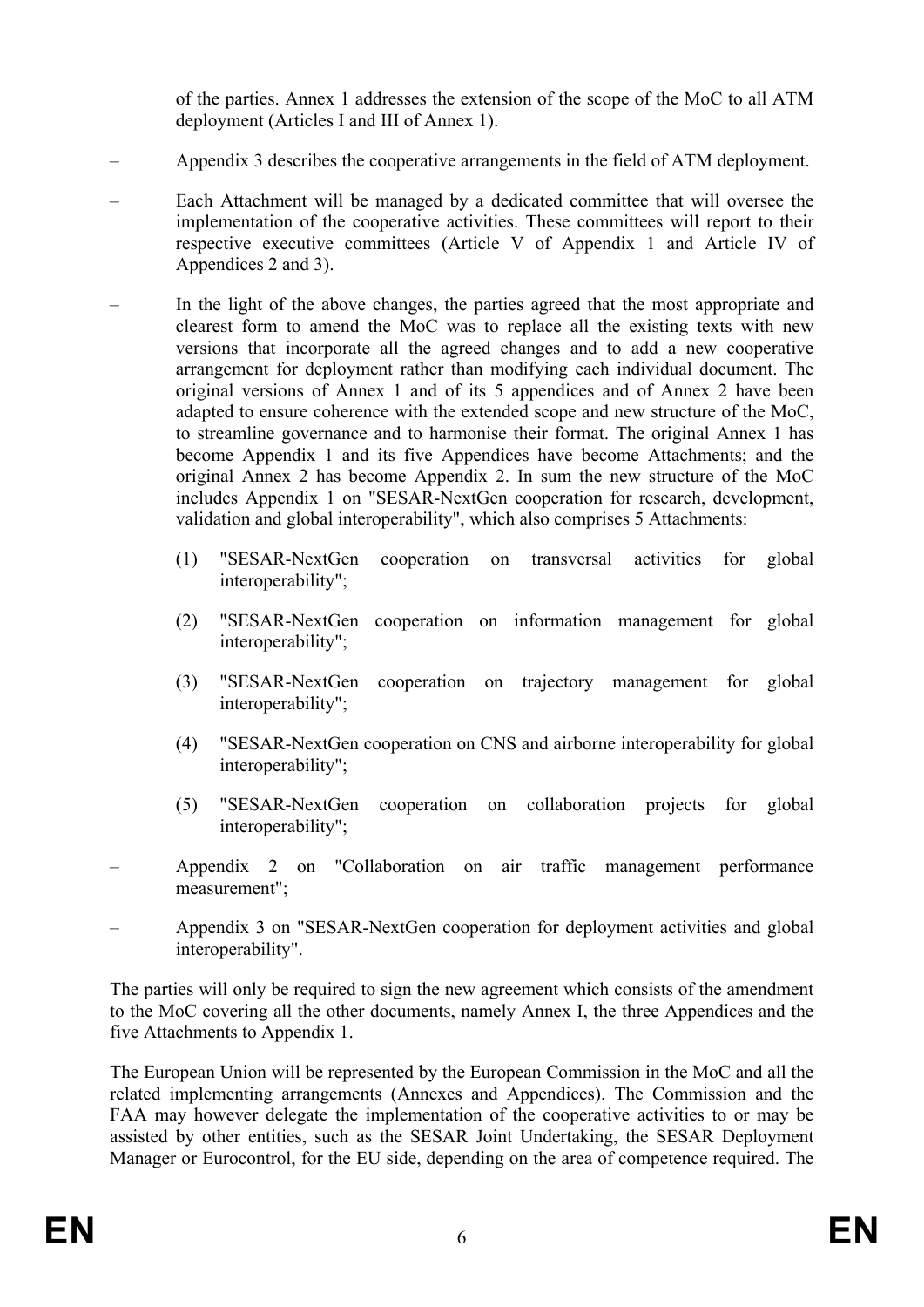of the parties. Annex 1 addresses the extension of the scope of the MoC to all ATM deployment (Articles I and III of Annex 1).

- Appendix 3 describes the cooperative arrangements in the field of ATM deployment.
- Each Attachment will be managed by a dedicated committee that will oversee the implementation of the cooperative activities. These committees will report to their respective executive committees (Article V of Appendix 1 and Article IV of Appendices 2 and 3).
- In the light of the above changes, the parties agreed that the most appropriate and clearest form to amend the MoC was to replace all the existing texts with new versions that incorporate all the agreed changes and to add a new cooperative arrangement for deployment rather than modifying each individual document. The original versions of Annex 1 and of its 5 appendices and of Annex 2 have been adapted to ensure coherence with the extended scope and new structure of the MoC, to streamline governance and to harmonise their format. The original Annex 1 has become Appendix 1 and its five Appendices have become Attachments; and the original Annex 2 has become Appendix 2. In sum the new structure of the MoC includes Appendix 1 on "SESAR-NextGen cooperation for research, development, validation and global interoperability", which also comprises 5 Attachments:

  (1) "SESAR-NextGen cooperation on transversal activities for global interoperability";

  (2) "SESAR-NextGen cooperation on information management for global interoperability";

  (3) "SESAR-NextGen cooperation on trajectory management for global interoperability";

  (4) "SESAR-NextGen cooperation on CNS and airborne interoperability for global interoperability";

  (5) "SESAR-NextGen cooperation on collaboration projects for global interoperability";

- Appendix 2 on "Collaboration on air traffic management performance measurement";
- Appendix 3 on "SESAR-NextGen cooperation for deployment activities and global interoperability".

The parties will only be required to sign the new agreement which consists of the amendment to the MoC covering all the other documents, namely Annex I, the three Appendices and the five Attachments to Appendix 1.

The European Union will be represented by the European Commission in the MoC and all the related implementing arrangements (Annexes and Appendices). The Commission and the FAA may however delegate the implementation of the cooperative activities to or may be assisted by other entities, such as the SESAR Joint Undertaking, the SESAR Deployment Manager or Eurocontrol, for the EU side, depending on the area of competence required. The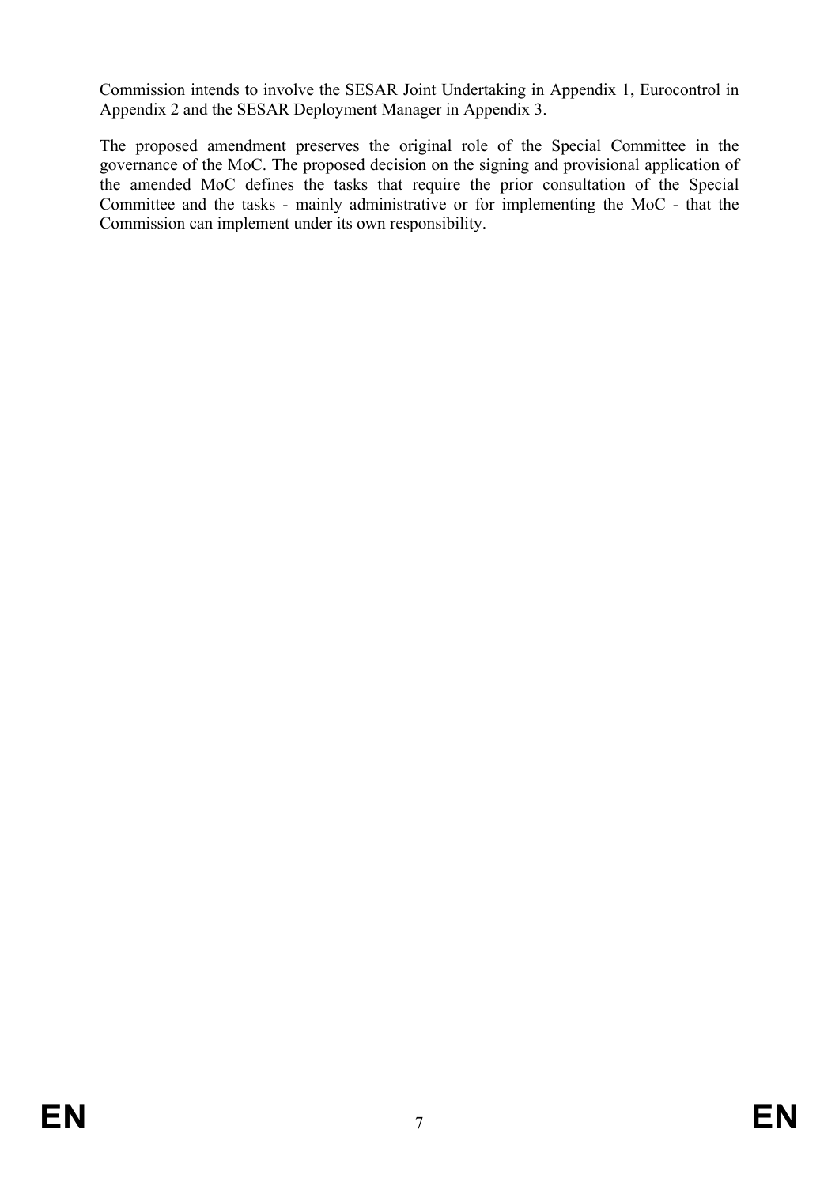Commission intends to involve the SESAR Joint Undertaking in Appendix 1, Eurocontrol in Appendix 2 and the SESAR Deployment Manager in Appendix 3.

The proposed amendment preserves the original role of the Special Committee in the governance of the MoC. The proposed decision on the signing and provisional application of the amended MoC defines the tasks that require the prior consultation of the Special Committee and the tasks - mainly administrative or for implementing the MoC - that the Commission can implement under its own responsibility.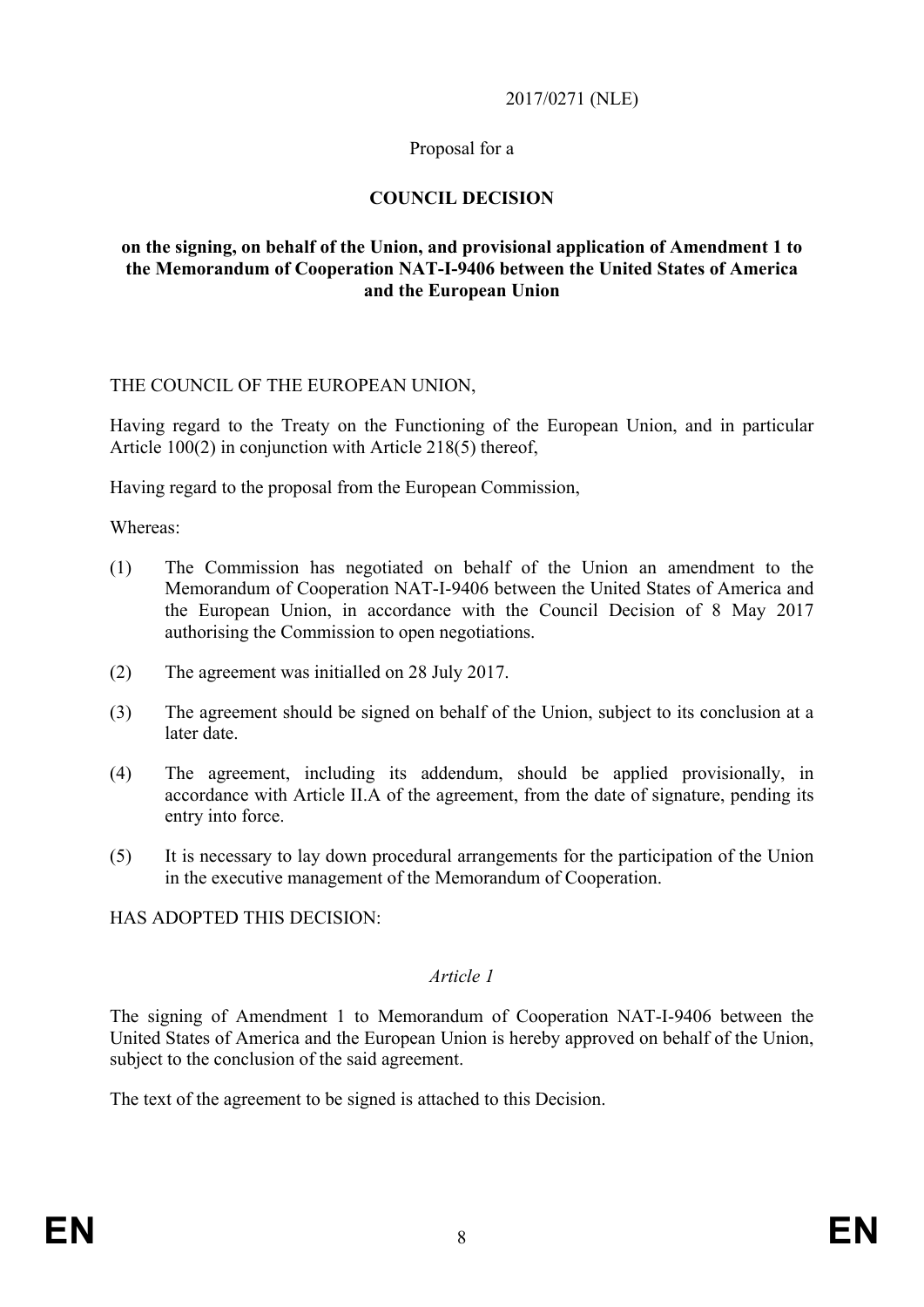2017/0271 (NLE)

Proposal for a

**COUNCIL DECISION**

**on the signing, on behalf of the Union, and provisional application of Amendment 1 to the Memorandum of Cooperation NAT-I-9406 between the United States of America and the European Union**

THE COUNCIL OF THE EUROPEAN UNION,

Having regard to the Treaty on the Functioning of the European Union, and in particular Article 100(2) in conjunction with Article 218(5) thereof,

Having regard to the proposal from the European Commission,

Whereas:

(1) The Commission has negotiated on behalf of the Union an amendment to the Memorandum of Cooperation NAT-I-9406 between the United States of America and the European Union, in accordance with the Council Decision of 8 May 2017 authorising the Commission to open negotiations.

(2) The agreement was initialled on 28 July 2017.

(3) The agreement should be signed on behalf of the Union, subject to its conclusion at a later date.

(4) The agreement, including its addendum, should be applied provisionally, in accordance with Article II.A of the agreement, from the date of signature, pending its entry into force.

(5) It is necessary to lay down procedural arrangements for the participation of the Union in the executive management of the Memorandum of Cooperation.

HAS ADOPTED THIS DECISION:

*Article 1*

The signing of Amendment 1 to Memorandum of Cooperation NAT-I-9406 between the United States of America and the European Union is hereby approved on behalf of the Union, subject to the conclusion of the said agreement.

The text of the agreement to be signed is attached to this Decision.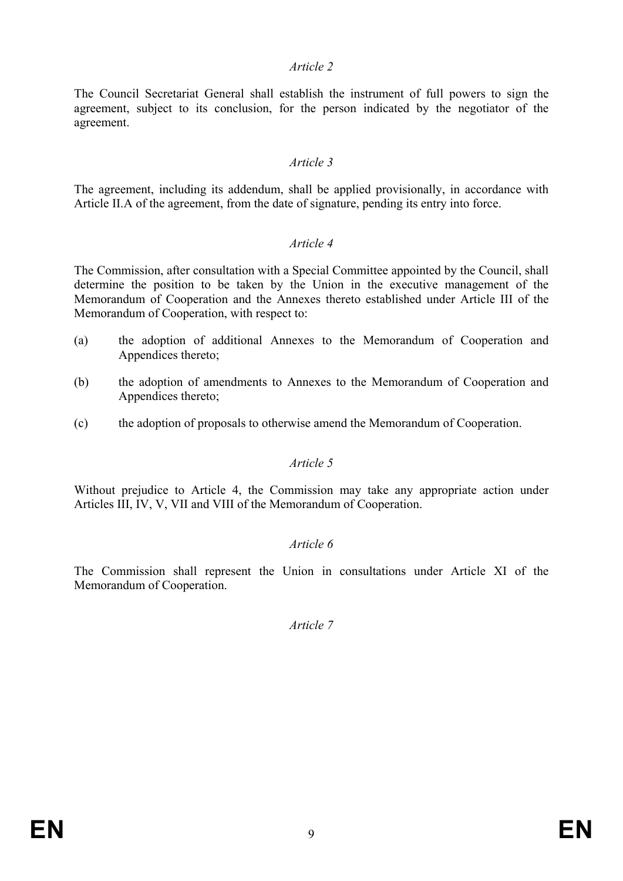*Article 2*

The Council Secretariat General shall establish the instrument of full powers to sign the agreement, subject to its conclusion, for the person indicated by the negotiator of the agreement.

*Article 3*

The agreement, including its addendum, shall be applied provisionally, in accordance with Article II.A of the agreement, from the date of signature, pending its entry into force.

*Article 4*

The Commission, after consultation with a Special Committee appointed by the Council, shall determine the position to be taken by the Union in the executive management of the Memorandum of Cooperation and the Annexes thereto established under Article III of the Memorandum of Cooperation, with respect to:

(a) the adoption of additional Annexes to the Memorandum of Cooperation and Appendices thereto;

(b) the adoption of amendments to Annexes to the Memorandum of Cooperation and Appendices thereto;

(c) the adoption of proposals to otherwise amend the Memorandum of Cooperation.

*Article 5*

Without prejudice to Article 4, the Commission may take any appropriate action under Articles III, IV, V, VII and VIII of the Memorandum of Cooperation.

*Article 6*

The Commission shall represent the Union in consultations under Article XI of the Memorandum of Cooperation.

*Article 7*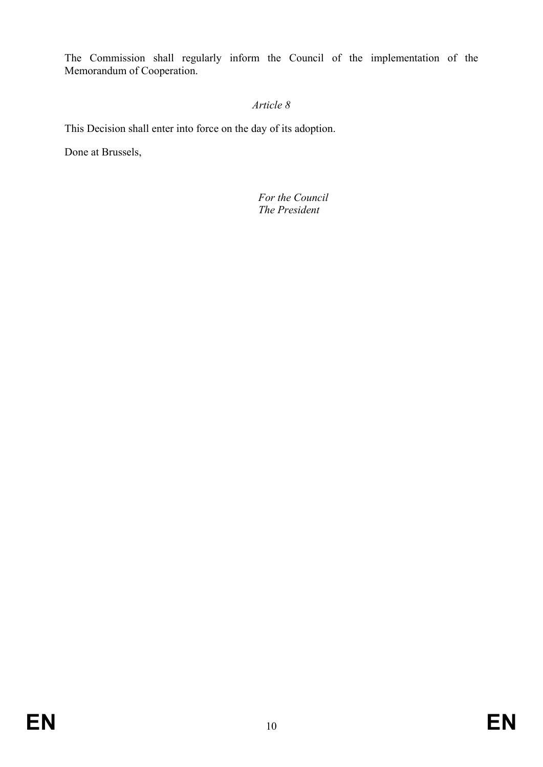The Commission shall regularly inform the Council of the implementation of the Memorandum of Cooperation.

*Article 8*

This Decision shall enter into force on the day of its adoption.

Done at Brussels,

*For the Council*
*The President*